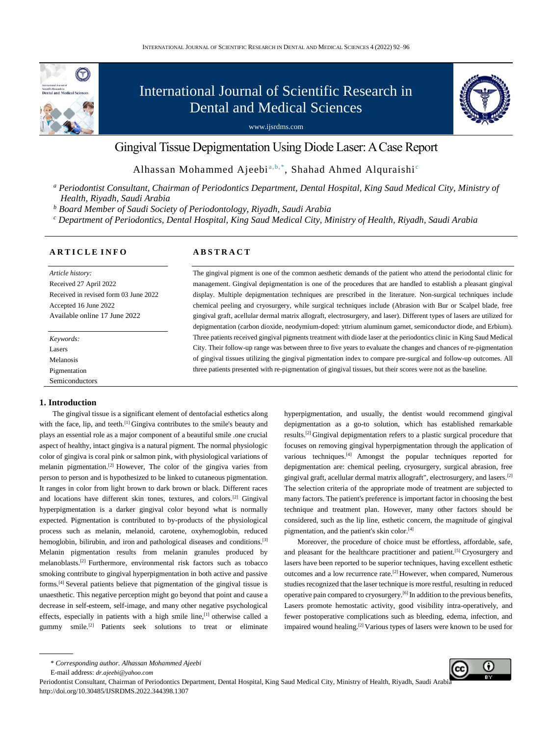# Gingival Tissue Depigmentation Using Diode Laser: A Case Report

Alhassan Mohammed Ajeebi[a,b,*], Shahad Ahmed Alquraishi[c]

[a] *Periodontist Consultant, Chairman of Periodontics Department, Dental Hospital, King Saud Medical City, Ministry of Health, Riyadh, Saudi Arabia*
[b] *Board Member of Saudi Society of Periodontology, Riyadh, Saudi Arabia*
[c] *Department of Periodontics, Dental Hospital, King Saud Medical City, Ministry of Health, Riyadh, Saudi Arabia*

## ARTICLE INFO

*Article history:*
Received 27 April 2022
Received in revised form 03 June 2022
Accepted 16 June 2022
Available online 17 June 2022

*Keywords:*
Lasers
Melanosis
Pigmentation
Semiconductors

## ABSTRACT

The gingival pigment is one of the common aesthetic demands of the patient who attend the periodontal clinic for management. Gingival depigmentation is one of the procedures that are handled to establish a pleasant gingival display. Multiple depigmentation techniques are prescribed in the literature. Non-surgical techniques include chemical peeling and cryosurgery, while surgical techniques include (Abrasion with Bur or Scalpel blade, free gingival graft, acellular dermal matrix allograft, electrosurgery, and laser). Different types of lasers are utilized for depigmentation (carbon dioxide, neodymium-doped: yttrium aluminum garnet, semiconductor diode, and Erbium). Three patients received gingival pigments treatment with diode laser at the periodontics clinic in King Saud Medical City. Their follow-up range was between three to five years to evaluate the changes and chances of re-pigmentation of gingival tissues utilizing the gingival pigmentation index to compare pre-surgical and follow-up outcomes. All three patients presented with re-pigmentation of gingival tissues, but their scores were not as the baseline.

## 1. Introduction

The gingival tissue is a significant element of dentofacial esthetics along with the face, lip, and teeth.[1] Gingiva contributes to the smile's beauty and plays an essential role as a major component of a beautiful smile .one crucial aspect of healthy, intact gingiva is a natural pigment. The normal physiologic color of gingiva is coral pink or salmon pink, with physiological variations of melanin pigmentation.[2] However, The color of the gingiva varies from person to person and is hypothesized to be linked to cutaneous pigmentation. It ranges in color from light brown to dark brown or black. Different races and locations have different skin tones, textures, and colors.[2] Gingival hyperpigmentation is a darker gingival color beyond what is normally expected. Pigmentation is contributed to by-products of the physiological process such as melanin, melanoid, carotene, oxyhemoglobin, reduced hemoglobin, bilirubin, and iron and pathological diseases and conditions.[3] Melanin pigmentation results from melanin granules produced by melanoblasts.[2] Furthermore, environmental risk factors such as tobacco smoking contribute to gingival hyperpigmentation in both active and passive forms.[4] Several patients believe that pigmentation of the gingival tissue is unaesthetic. This negative perception might go beyond that point and cause a decrease in self-esteem, self-image, and many other negative psychological effects, especially in patients with a high smile line,[1] otherwise called a gummy smile.[2] Patients seek solutions to treat or eliminate hyperpigmentation, and usually, the dentist would recommend gingival depigmentation as a go-to solution, which has established remarkable results.[2] Gingival depigmentation refers to a plastic surgical procedure that focuses on removing gingival hyperpigmentation through the application of various techniques.[4] Amongst the popular techniques reported for depigmentation are: chemical peeling, cryosurgery, surgical abrasion, free gingival graft, acellular dermal matrix allograft", electrosurgery, and lasers.[2] The selection criteria of the appropriate mode of treatment are subjected to many factors. The patient's preference is important factor in choosing the best technique and treatment plan. However, many other factors should be considered, such as the lip line, esthetic concern, the magnitude of gingival pigmentation, and the patient's skin color.[4]

Moreover, the procedure of choice must be effortless, affordable, safe, and pleasant for the healthcare practitioner and patient.[5] Cryosurgery and lasers have been reported to be superior techniques, having excellent esthetic outcomes and a low recurrence rate.[2] However, when compared, Numerous studies recognized that the laser technique is more restful, resulting in reduced operative pain compared to cryosurgery.[6] In addition to the previous benefits, Lasers promote hemostatic activity, good visibility intra-operatively, and fewer postoperative complications such as bleeding, edema, infection, and impaired wound healing.[2] Various types of lasers were known to be used for

\* *Corresponding author. Alhassan Mohammed Ajeebi*
E-mail address: *dr.ajeebi@yahoo.com*
Periodontist Consultant, Chairman of Periodontics Department, Dental Hospital, King Saud Medical City, Ministry of Health, Riyadh, Saudi Arabia
http://doi.org/10.30485/IJSRDMS.2022.344398.1307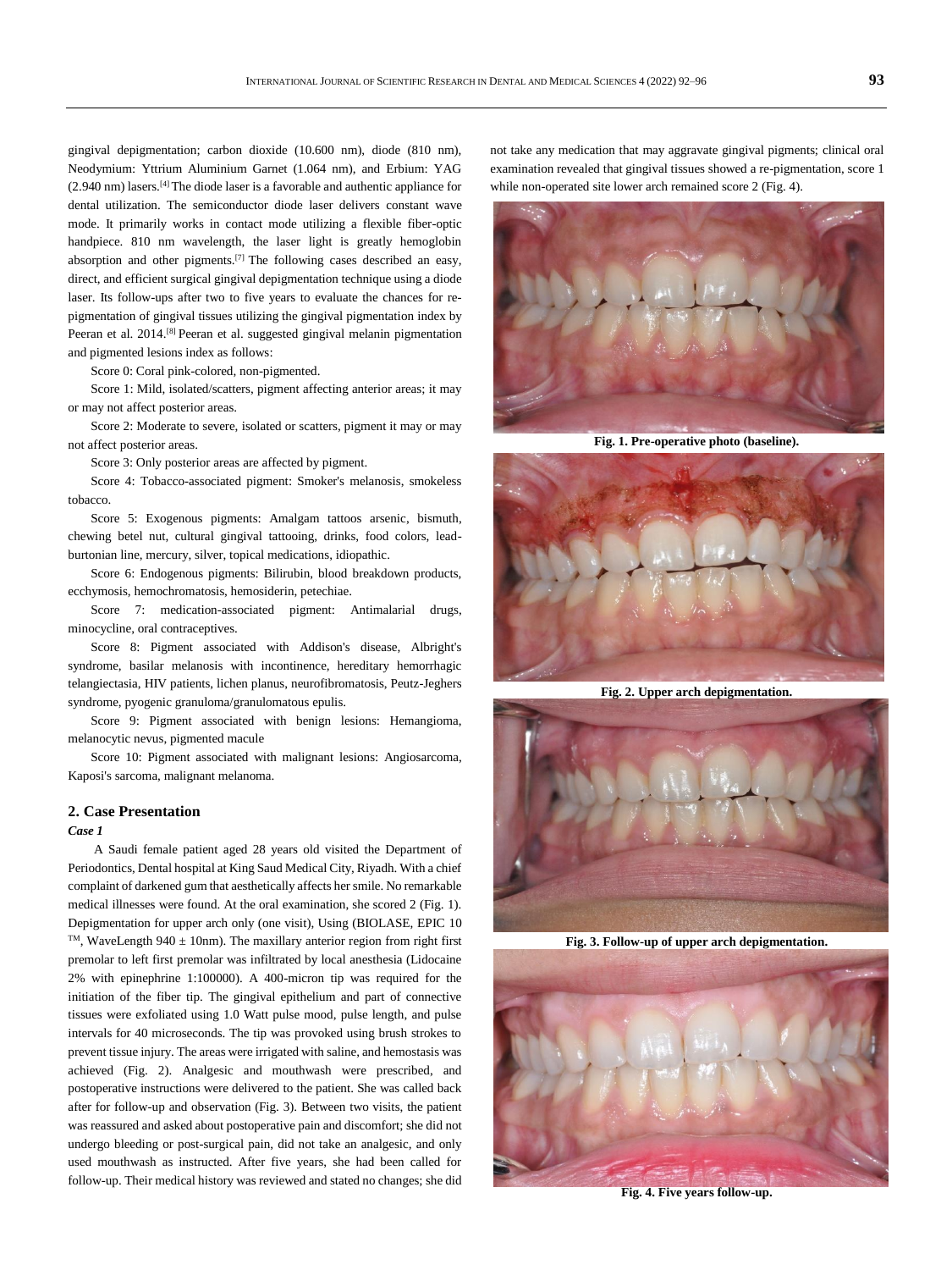gingival depigmentation; carbon dioxide (10.600 nm), diode (810 nm), Neodymium: Yttrium Aluminium Garnet (1.064 nm), and Erbium: YAG (2.940 nm) lasers.[4] The diode laser is a favorable and authentic appliance for dental utilization. The semiconductor diode laser delivers constant wave mode. It primarily works in contact mode utilizing a flexible fiber-optic handpiece. 810 nm wavelength, the laser light is greatly hemoglobin absorption and other pigments.[7] The following cases described an easy, direct, and efficient surgical gingival depigmentation technique using a diode laser. Its follow-ups after two to five years to evaluate the chances for re-pigmentation of gingival tissues utilizing the gingival pigmentation index by Peeran et al. 2014.[8] Peeran et al. suggested gingival melanin pigmentation and pigmented lesions index as follows:

Score 0: Coral pink-colored, non-pigmented.

Score 1: Mild, isolated/scatters, pigment affecting anterior areas; it may or may not affect posterior areas.

Score 2: Moderate to severe, isolated or scatters, pigment it may or may not affect posterior areas.

Score 3: Only posterior areas are affected by pigment.

Score 4: Tobacco-associated pigment: Smoker's melanosis, smokeless tobacco.

Score 5: Exogenous pigments: Amalgam tattoos arsenic, bismuth, chewing betel nut, cultural gingival tattooing, drinks, food colors, lead-burtonian line, mercury, silver, topical medications, idiopathic.

Score 6: Endogenous pigments: Bilirubin, blood breakdown products, ecchymosis, hemochromatosis, hemosiderin, petechiae.

Score 7: medication-associated pigment: Antimalarial drugs, minocycline, oral contraceptives.

Score 8: Pigment associated with Addison's disease, Albright's syndrome, basilar melanosis with incontinence, hereditary hemorrhagic telangiectasia, HIV patients, lichen planus, neurofibromatosis, Peutz-Jeghers syndrome, pyogenic granuloma/granulomatous epulis.

Score 9: Pigment associated with benign lesions: Hemangioma, melanocytic nevus, pigmented macule

Score 10: Pigment associated with malignant lesions: Angiosarcoma, Kaposi's sarcoma, malignant melanoma.

## 2. Case Presentation

### *Case 1*

A Saudi female patient aged 28 years old visited the Department of Periodontics, Dental hospital at King Saud Medical City, Riyadh. With a chief complaint of darkened gum that aesthetically affects her smile. No remarkable medical illnesses were found. At the oral examination, she scored 2 (Fig. 1). Depigmentation for upper arch only (one visit), Using (BIOLASE, EPIC 10 TM, WaveLength 940 ± 10nm). The maxillary anterior region from right first premolar to left first premolar was infiltrated by local anesthesia (Lidocaine 2% with epinephrine 1:100000). A 400-micron tip was required for the initiation of the fiber tip. The gingival epithelium and part of connective tissues were exfoliated using 1.0 Watt pulse mood, pulse length, and pulse intervals for 40 microseconds. The tip was provoked using brush strokes to prevent tissue injury. The areas were irrigated with saline, and hemostasis was achieved (Fig. 2). Analgesic and mouthwash were prescribed, and postoperative instructions were delivered to the patient. She was called back after for follow-up and observation (Fig. 3). Between two visits, the patient was reassured and asked about postoperative pain and discomfort; she did not undergo bleeding or post-surgical pain, did not take an analgesic, and only used mouthwash as instructed. After five years, she had been called for follow-up. Their medical history was reviewed and stated no changes; she did not take any medication that may aggravate gingival pigments; clinical oral examination revealed that gingival tissues showed a re-pigmentation, score 1 while non-operated site lower arch remained score 2 (Fig. 4).

**Fig. 1. Pre-operative photo (baseline).**

**Fig. 2. Upper arch depigmentation.**

**Fig. 3. Follow-up of upper arch depigmentation.**

**Fig. 4. Five years follow-up.**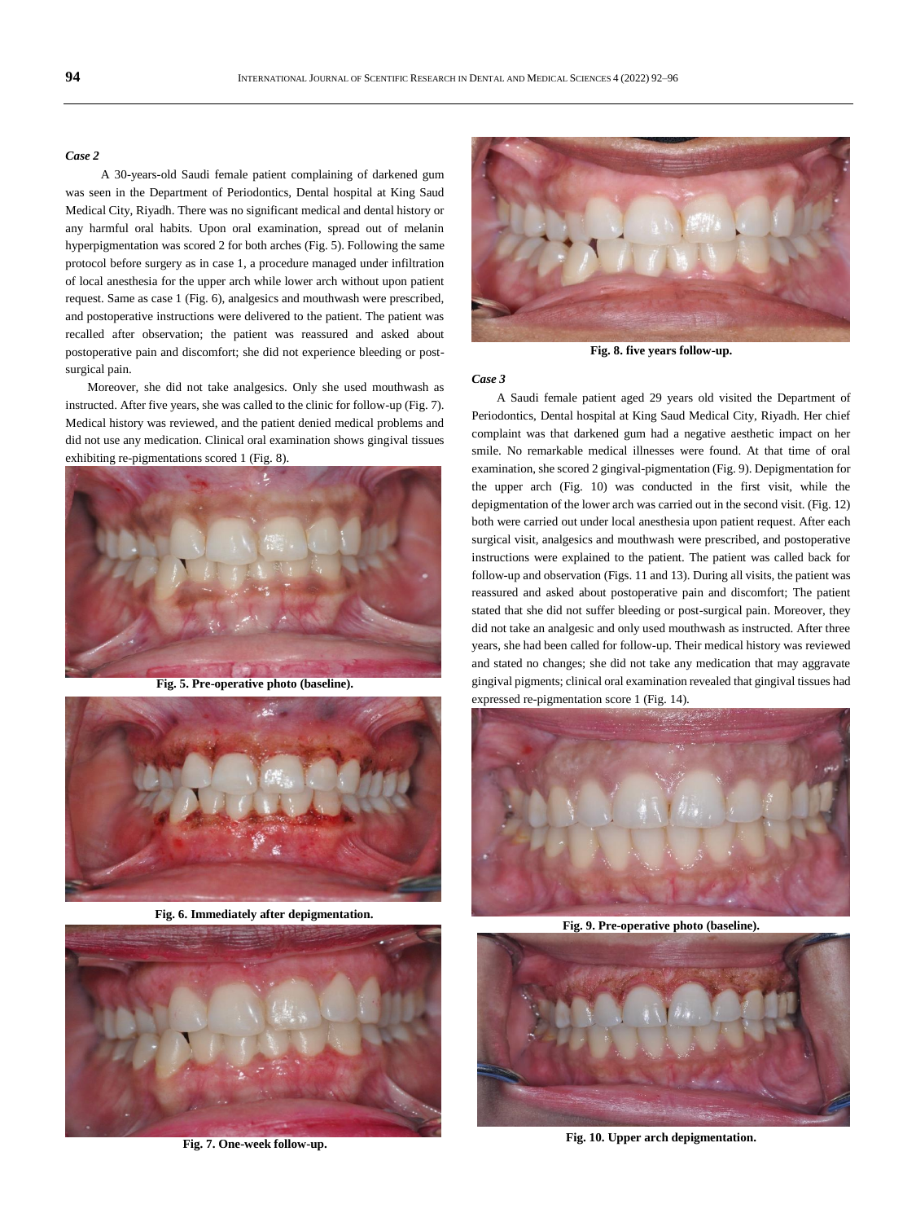*Case 2*

A 30-years-old Saudi female patient complaining of darkened gum was seen in the Department of Periodontics, Dental hospital at King Saud Medical City, Riyadh. There was no significant medical and dental history or any harmful oral habits. Upon oral examination, spread out of melanin hyperpigmentation was scored 2 for both arches (Fig. 5). Following the same protocol before surgery as in case 1, a procedure managed under infiltration of local anesthesia for the upper arch while lower arch without upon patient request. Same as case 1 (Fig. 6), analgesics and mouthwash were prescribed, and postoperative instructions were delivered to the patient. The patient was recalled after observation; the patient was reassured and asked about postoperative pain and discomfort; she did not experience bleeding or post-surgical pain.

Moreover, she did not take analgesics. Only she used mouthwash as instructed. After five years, she was called to the clinic for follow-up (Fig. 7). Medical history was reviewed, and the patient denied medical problems and did not use any medication. Clinical oral examination shows gingival tissues exhibiting re-pigmentations scored 1 (Fig. 8).

**Fig. 5. Pre-operative photo (baseline).**

**Fig. 6. Immediately after depigmentation.**

**Fig. 7. One-week follow-up.**

**Fig. 8. five years follow-up.**

*Case 3*

A Saudi female patient aged 29 years old visited the Department of Periodontics, Dental hospital at King Saud Medical City, Riyadh. Her chief complaint was that darkened gum had a negative aesthetic impact on her smile. No remarkable medical illnesses were found. At that time of oral examination, she scored 2 gingival-pigmentation (Fig. 9). Depigmentation for the upper arch (Fig. 10) was conducted in the first visit, while the depigmentation of the lower arch was carried out in the second visit. (Fig. 12) both were carried out under local anesthesia upon patient request. After each surgical visit, analgesics and mouthwash were prescribed, and postoperative instructions were explained to the patient. The patient was called back for follow-up and observation (Figs. 11 and 13). During all visits, the patient was reassured and asked about postoperative pain and discomfort; The patient stated that she did not suffer bleeding or post-surgical pain. Moreover, they did not take an analgesic and only used mouthwash as instructed. After three years, she had been called for follow-up. Their medical history was reviewed and stated no changes; she did not take any medication that may aggravate gingival pigments; clinical oral examination revealed that gingival tissues had expressed re-pigmentation score 1 (Fig. 14).

**Fig. 9. Pre-operative photo (baseline).**

**Fig. 10. Upper arch depigmentation.**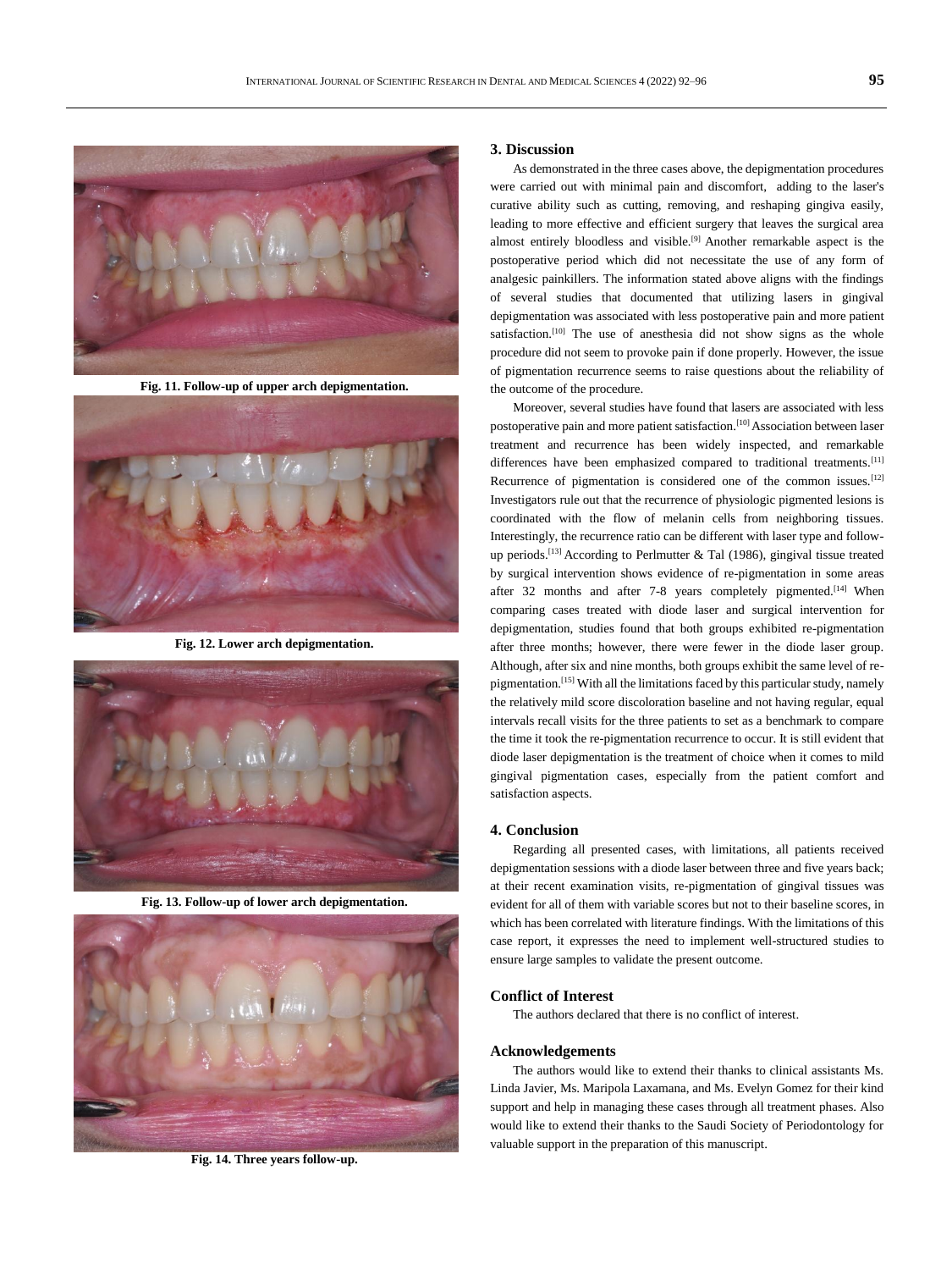Fig. 11. Follow-up of upper arch depigmentation.

Fig. 12. Lower arch depigmentation.

Fig. 13. Follow-up of lower arch depigmentation.

Fig. 14. Three years follow-up.

## 3. Discussion

As demonstrated in the three cases above, the depigmentation procedures were carried out with minimal pain and discomfort, adding to the laser's curative ability such as cutting, removing, and reshaping gingiva easily, leading to more effective and efficient surgery that leaves the surgical area almost entirely bloodless and visible.[9] Another remarkable aspect is the postoperative period which did not necessitate the use of any form of analgesic painkillers. The information stated above aligns with the findings of several studies that documented that utilizing lasers in gingival depigmentation was associated with less postoperative pain and more patient satisfaction.[10] The use of anesthesia did not show signs as the whole procedure did not seem to provoke pain if done properly. However, the issue of pigmentation recurrence seems to raise questions about the reliability of the outcome of the procedure.

Moreover, several studies have found that lasers are associated with less postoperative pain and more patient satisfaction.[10] Association between laser treatment and recurrence has been widely inspected, and remarkable differences have been emphasized compared to traditional treatments.[11] Recurrence of pigmentation is considered one of the common issues.[12] Investigators rule out that the recurrence of physiologic pigmented lesions is coordinated with the flow of melanin cells from neighboring tissues. Interestingly, the recurrence ratio can be different with laser type and follow-up periods.[13] According to Perlmutter & Tal (1986), gingival tissue treated by surgical intervention shows evidence of re-pigmentation in some areas after 32 months and after 7-8 years completely pigmented.[14] When comparing cases treated with diode laser and surgical intervention for depigmentation, studies found that both groups exhibited re-pigmentation after three months; however, there were fewer in the diode laser group. Although, after six and nine months, both groups exhibit the same level of re-pigmentation.[15] With all the limitations faced by this particular study, namely the relatively mild score discoloration baseline and not having regular, equal intervals recall visits for the three patients to set as a benchmark to compare the time it took the re-pigmentation recurrence to occur. It is still evident that diode laser depigmentation is the treatment of choice when it comes to mild gingival pigmentation cases, especially from the patient comfort and satisfaction aspects.

## 4. Conclusion

Regarding all presented cases, with limitations, all patients received depigmentation sessions with a diode laser between three and five years back; at their recent examination visits, re-pigmentation of gingival tissues was evident for all of them with variable scores but not to their baseline scores, in which has been correlated with literature findings. With the limitations of this case report, it expresses the need to implement well-structured studies to ensure large samples to validate the present outcome.

## Conflict of Interest

The authors declared that there is no conflict of interest.

## Acknowledgements

The authors would like to extend their thanks to clinical assistants Ms. Linda Javier, Ms. Maripola Laxamana, and Ms. Evelyn Gomez for their kind support and help in managing these cases through all treatment phases. Also would like to extend their thanks to the Saudi Society of Periodontology for valuable support in the preparation of this manuscript.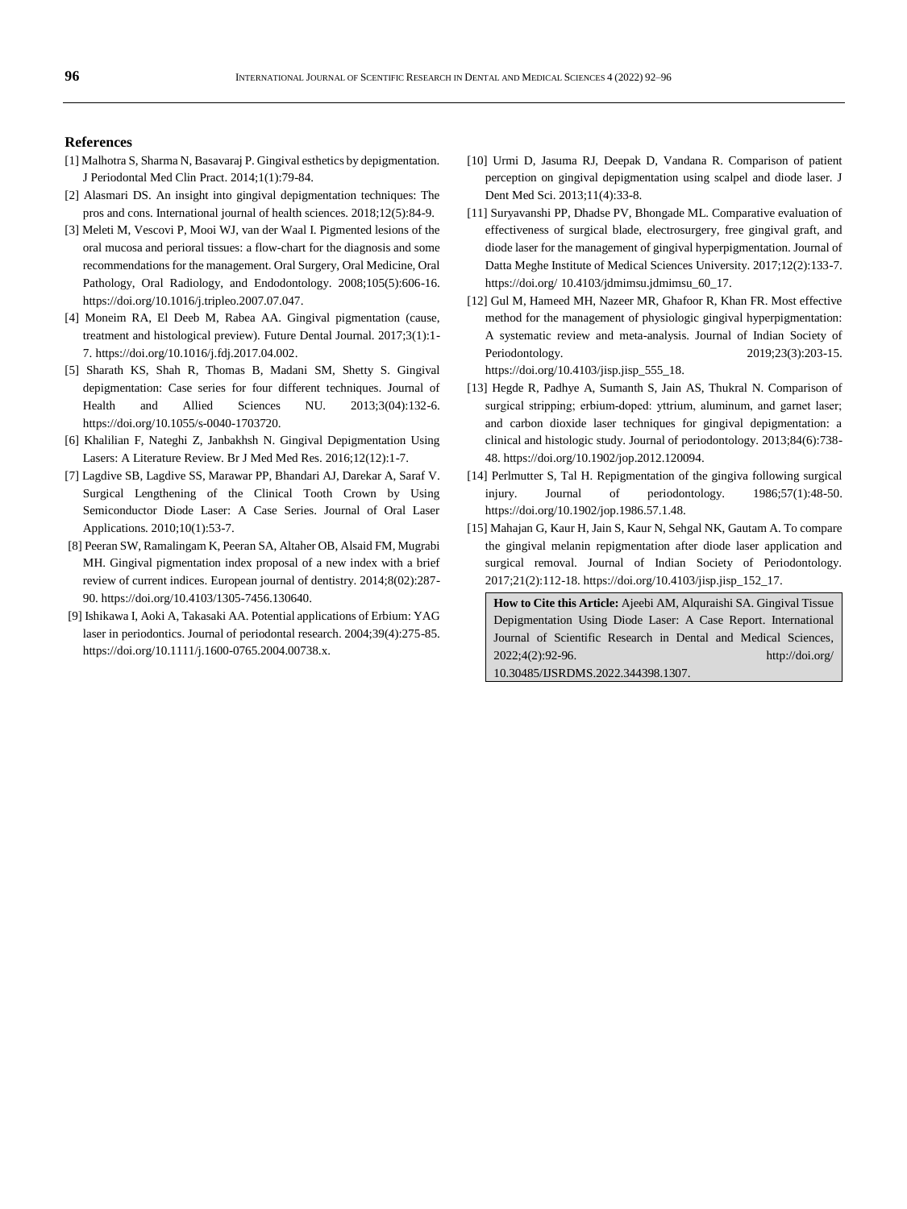## References

[1] Malhotra S, Sharma N, Basavaraj P. Gingival esthetics by depigmentation. J Periodontal Med Clin Pract. 2014;1(1):79-84.

[2] Alasmari DS. An insight into gingival depigmentation techniques: The pros and cons. International journal of health sciences. 2018;12(5):84-9.

[3] Meleti M, Vescovi P, Mooi WJ, van der Waal I. Pigmented lesions of the oral mucosa and perioral tissues: a flow-chart for the diagnosis and some recommendations for the management. Oral Surgery, Oral Medicine, Oral Pathology, Oral Radiology, and Endodontology. 2008;105(5):606-16. https://doi.org/10.1016/j.tripleo.2007.07.047.

[4] Moneim RA, El Deeb M, Rabea AA. Gingival pigmentation (cause, treatment and histological preview). Future Dental Journal. 2017;3(1):1-7. https://doi.org/10.1016/j.fdj.2017.04.002.

[5] Sharath KS, Shah R, Thomas B, Madani SM, Shetty S. Gingival depigmentation: Case series for four different techniques. Journal of Health and Allied Sciences NU. 2013;3(04):132-6. https://doi.org/10.1055/s-0040-1703720.

[6] Khalilian F, Nateghi Z, Janbakhsh N. Gingival Depigmentation Using Lasers: A Literature Review. Br J Med Med Res. 2016;12(12):1-7.

[7] Lagdive SB, Lagdive SS, Marawar PP, Bhandari AJ, Darekar A, Saraf V. Surgical Lengthening of the Clinical Tooth Crown by Using Semiconductor Diode Laser: A Case Series. Journal of Oral Laser Applications. 2010;10(1):53-7.

[8] Peeran SW, Ramalingam K, Peeran SA, Altaher OB, Alsaid FM, Mugrabi MH. Gingival pigmentation index proposal of a new index with a brief review of current indices. European journal of dentistry. 2014;8(02):287-90. https://doi.org/10.4103/1305-7456.130640.

[9] Ishikawa I, Aoki A, Takasaki AA. Potential applications of Erbium: YAG laser in periodontics. Journal of periodontal research. 2004;39(4):275-85. https://doi.org/10.1111/j.1600-0765.2004.00738.x.

[10] Urmi D, Jasuma RJ, Deepak D, Vandana R. Comparison of patient perception on gingival depigmentation using scalpel and diode laser. J Dent Med Sci. 2013;11(4):33-8.

[11] Suryavanshi PP, Dhadse PV, Bhongade ML. Comparative evaluation of effectiveness of surgical blade, electrosurgery, free gingival graft, and diode laser for the management of gingival hyperpigmentation. Journal of Datta Meghe Institute of Medical Sciences University. 2017;12(2):133-7. https://doi.org/ 10.4103/jdmimsu.jdmimsu_60_17.

[12] Gul M, Hameed MH, Nazeer MR, Ghafoor R, Khan FR. Most effective method for the management of physiologic gingival hyperpigmentation: A systematic review and meta-analysis. Journal of Indian Society of Periodontology. 2019;23(3):203-15. https://doi.org/10.4103/jisp.jisp_555_18.

[13] Hegde R, Padhye A, Sumanth S, Jain AS, Thukral N. Comparison of surgical stripping; erbium-doped: yttrium, aluminum, and garnet laser; and carbon dioxide laser techniques for gingival depigmentation: a clinical and histologic study. Journal of periodontology. 2013;84(6):738-48. https://doi.org/10.1902/jop.2012.120094.

[14] Perlmutter S, Tal H. Repigmentation of the gingiva following surgical injury. Journal of periodontology. 1986;57(1):48-50. https://doi.org/10.1902/jop.1986.57.1.48.

[15] Mahajan G, Kaur H, Jain S, Kaur N, Sehgal NK, Gautam A. To compare the gingival melanin repigmentation after diode laser application and surgical removal. Journal of Indian Society of Periodontology. 2017;21(2):112-18. https://doi.org/10.4103/jisp.jisp_152_17.

**How to Cite this Article:** Ajeebi AM, Alquraishi SA. Gingival Tissue Depigmentation Using Diode Laser: A Case Report. International Journal of Scientific Research in Dental and Medical Sciences, 2022;4(2):92-96. http://doi.org/ 10.30485/IJSRDMS.2022.344398.1307.